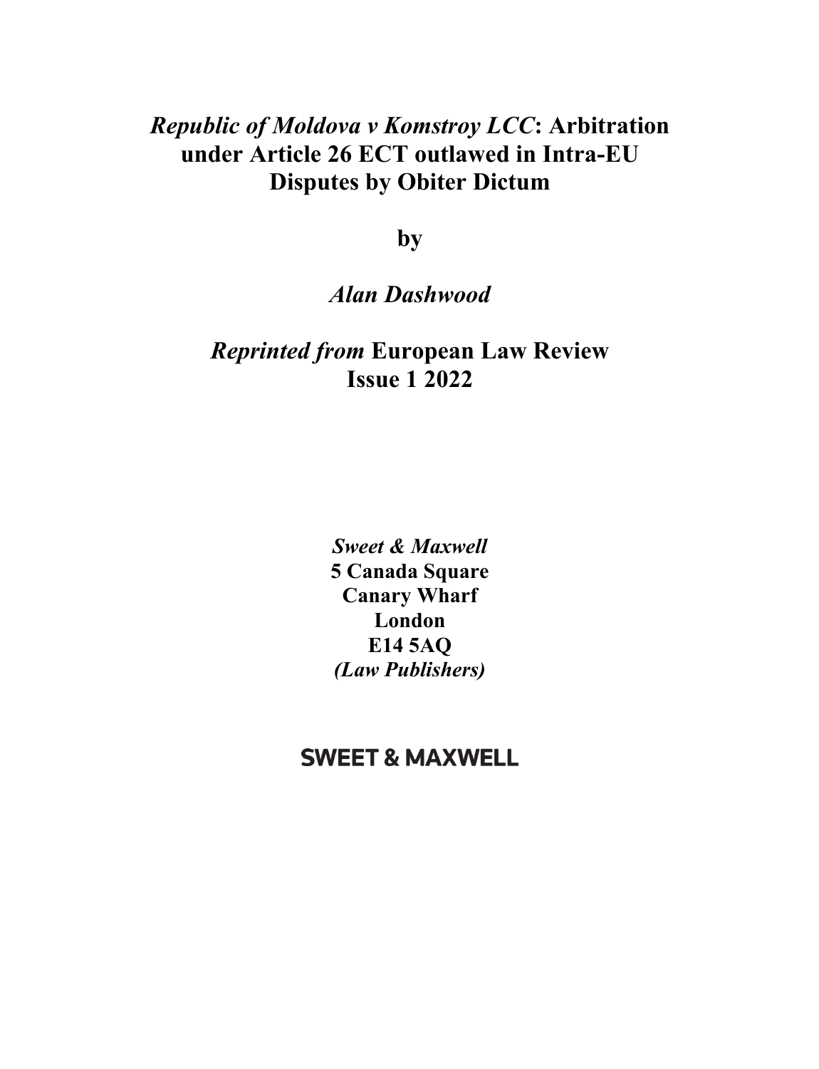# *Republic of Moldova v Komstroy LCC*: Arbitration under Article 26 ECT outlawed in Intra-EU Disputes by Obiter Dictum

**by**

***Alan Dashwood***

***Reprinted from* European Law Review Issue 1 2022**

***Sweet & Maxwell***
**5 Canada Square**
**Canary Wharf**
**London**
**E14 5AQ**
***(Law Publishers)***

**SWEET & MAXWELL**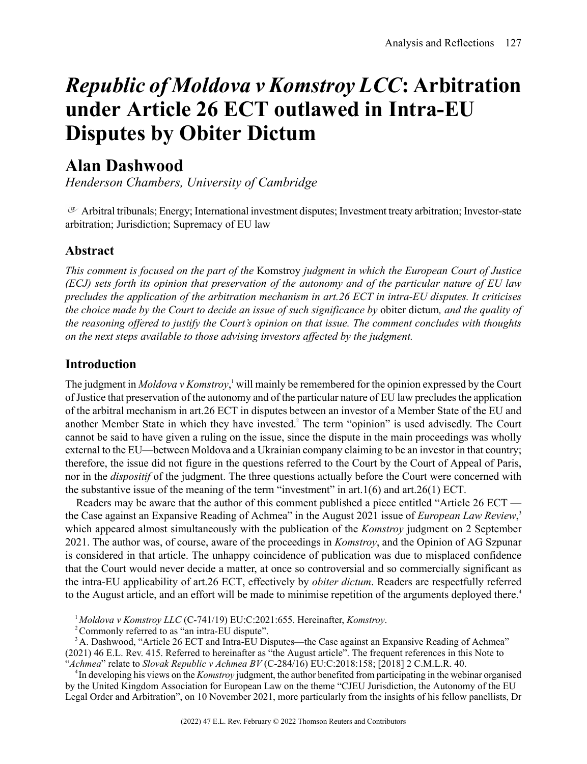# *Republic of Moldova v Komstroy LCC*: Arbitration under Article 26 ECT outlawed in Intra-EU Disputes by Obiter Dictum

## Alan Dashwood

*Henderson Chambers, University of Cambridge*

Arbitral tribunals; Energy; International investment disputes; Investment treaty arbitration; Investor-state arbitration; Jurisdiction; Supremacy of EU law

### Abstract

*This comment is focused on the part of the* Komstroy *judgment in which the European Court of Justice (ECJ) sets forth its opinion that preservation of the autonomy and of the particular nature of EU law precludes the application of the arbitration mechanism in art.26 ECT in intra-EU disputes. It criticises the choice made by the Court to decide an issue of such significance by* obiter dictum*, and the quality of the reasoning offered to justify the Court's opinion on that issue. The comment concludes with thoughts on the next steps available to those advising investors affected by the judgment.*

### Introduction

The judgment in *Moldova v Komstroy*,[1] will mainly be remembered for the opinion expressed by the Court of Justice that preservation of the autonomy and of the particular nature of EU law precludes the application of the arbitral mechanism in art.26 ECT in disputes between an investor of a Member State of the EU and another Member State in which they have invested.[2] The term "opinion" is used advisedly. The Court cannot be said to have given a ruling on the issue, since the dispute in the main proceedings was wholly external to the EU—between Moldova and a Ukrainian company claiming to be an investor in that country; therefore, the issue did not figure in the questions referred to the Court by the Court of Appeal of Paris, nor in the *dispositif* of the judgment. The three questions actually before the Court were concerned with the substantive issue of the meaning of the term "investment" in art.1(6) and art.26(1) ECT.

Readers may be aware that the author of this comment published a piece entitled "Article 26 ECT — the Case against an Expansive Reading of Achmea" in the August 2021 issue of *European Law Review*,[3] which appeared almost simultaneously with the publication of the *Komstroy* judgment on 2 September 2021. The author was, of course, aware of the proceedings in *Komstroy*, and the Opinion of AG Szpunar is considered in that article. The unhappy coincidence of publication was due to misplaced confidence that the Court would never decide a matter, at once so controversial and so commercially significant as the intra-EU applicability of art.26 ECT, effectively by *obiter dictum*. Readers are respectfully referred to the August article, and an effort will be made to minimise repetition of the arguments deployed there.[4]

[1] *Moldova v Komstroy LLC* (C-741/19) EU:C:2021:655. Hereinafter, *Komstroy*.

[2] Commonly referred to as "an intra-EU dispute".

[3] A. Dashwood, "Article 26 ECT and Intra-EU Disputes—the Case against an Expansive Reading of Achmea" (2021) 46 E.L. Rev. 415. Referred to hereinafter as "the August article". The frequent references in this Note to "*Achmea*" relate to *Slovak Republic v Achmea BV* (C-284/16) EU:C:2018:158; [2018] 2 C.M.L.R. 40.

[4] In developing his views on the *Komstroy* judgment, the author benefited from participating in the webinar organised by the United Kingdom Association for European Law on the theme "CJEU Jurisdiction, the Autonomy of the EU Legal Order and Arbitration", on 10 November 2021, more particularly from the insights of his fellow panellists, Dr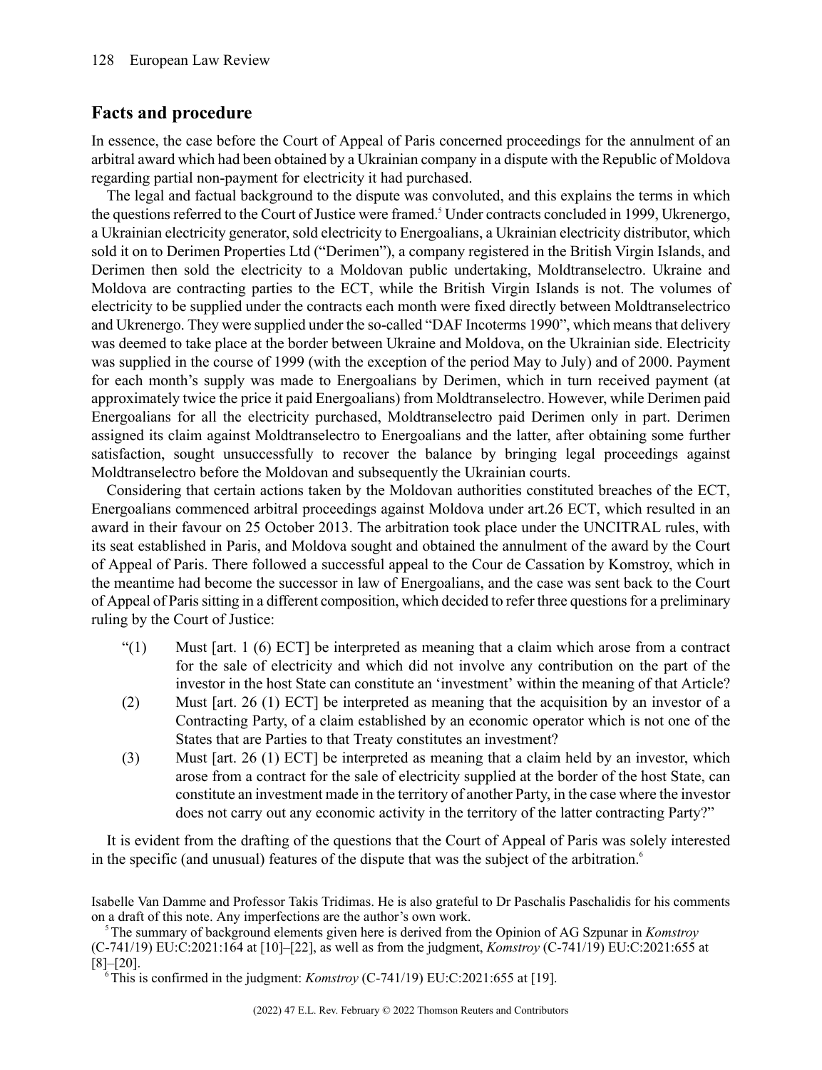## Facts and procedure

In essence, the case before the Court of Appeal of Paris concerned proceedings for the annulment of an arbitral award which had been obtained by a Ukrainian company in a dispute with the Republic of Moldova regarding partial non-payment for electricity it had purchased.

The legal and factual background to the dispute was convoluted, and this explains the terms in which the questions referred to the Court of Justice were framed.[5] Under contracts concluded in 1999, Ukrenergo, a Ukrainian electricity generator, sold electricity to Energoalians, a Ukrainian electricity distributor, which sold it on to Derimen Properties Ltd ("Derimen"), a company registered in the British Virgin Islands, and Derimen then sold the electricity to a Moldovan public undertaking, Moldtranselectro. Ukraine and Moldova are contracting parties to the ECT, while the British Virgin Islands is not. The volumes of electricity to be supplied under the contracts each month were fixed directly between Moldtranselectrico and Ukrenergo. They were supplied under the so-called "DAF Incoterms 1990", which means that delivery was deemed to take place at the border between Ukraine and Moldova, on the Ukrainian side. Electricity was supplied in the course of 1999 (with the exception of the period May to July) and of 2000. Payment for each month's supply was made to Energoalians by Derimen, which in turn received payment (at approximately twice the price it paid Energoalians) from Moldtranselectro. However, while Derimen paid Energoalians for all the electricity purchased, Moldtranselectro paid Derimen only in part. Derimen assigned its claim against Moldtranselectro to Energoalians and the latter, after obtaining some further satisfaction, sought unsuccessfully to recover the balance by bringing legal proceedings against Moldtranselectro before the Moldovan and subsequently the Ukrainian courts.

Considering that certain actions taken by the Moldovan authorities constituted breaches of the ECT, Energoalians commenced arbitral proceedings against Moldova under art.26 ECT, which resulted in an award in their favour on 25 October 2013. The arbitration took place under the UNCITRAL rules, with its seat established in Paris, and Moldova sought and obtained the annulment of the award by the Court of Appeal of Paris. There followed a successful appeal to the Cour de Cassation by Komstroy, which in the meantime had become the successor in law of Energoalians, and the case was sent back to the Court of Appeal of Paris sitting in a different composition, which decided to refer three questions for a preliminary ruling by the Court of Justice:

> "(1) Must [art. 1 (6) ECT] be interpreted as meaning that a claim which arose from a contract for the sale of electricity and which did not involve any contribution on the part of the investor in the host State can constitute an 'investment' within the meaning of that Article?
>
> (2) Must [art. 26 (1) ECT] be interpreted as meaning that the acquisition by an investor of a Contracting Party, of a claim established by an economic operator which is not one of the States that are Parties to that Treaty constitutes an investment?
>
> (3) Must [art. 26 (1) ECT] be interpreted as meaning that a claim held by an investor, which arose from a contract for the sale of electricity supplied at the border of the host State, can constitute an investment made in the territory of another Party, in the case where the investor does not carry out any economic activity in the territory of the latter contracting Party?"

It is evident from the drafting of the questions that the Court of Appeal of Paris was solely interested in the specific (and unusual) features of the dispute that was the subject of the arbitration.[6]

---

Isabelle Van Damme and Professor Takis Tridimas. He is also grateful to Dr Paschalis Paschalidis for his comments on a draft of this note. Any imperfections are the author's own work.

[5] The summary of background elements given here is derived from the Opinion of AG Szpunar in *Komstroy* (C-741/19) EU:C:2021:164 at [10]–[22], as well as from the judgment, *Komstroy* (C-741/19) EU:C:2021:655 at [8]–[20].

[6] This is confirmed in the judgment: *Komstroy* (C-741/19) EU:C:2021:655 at [19].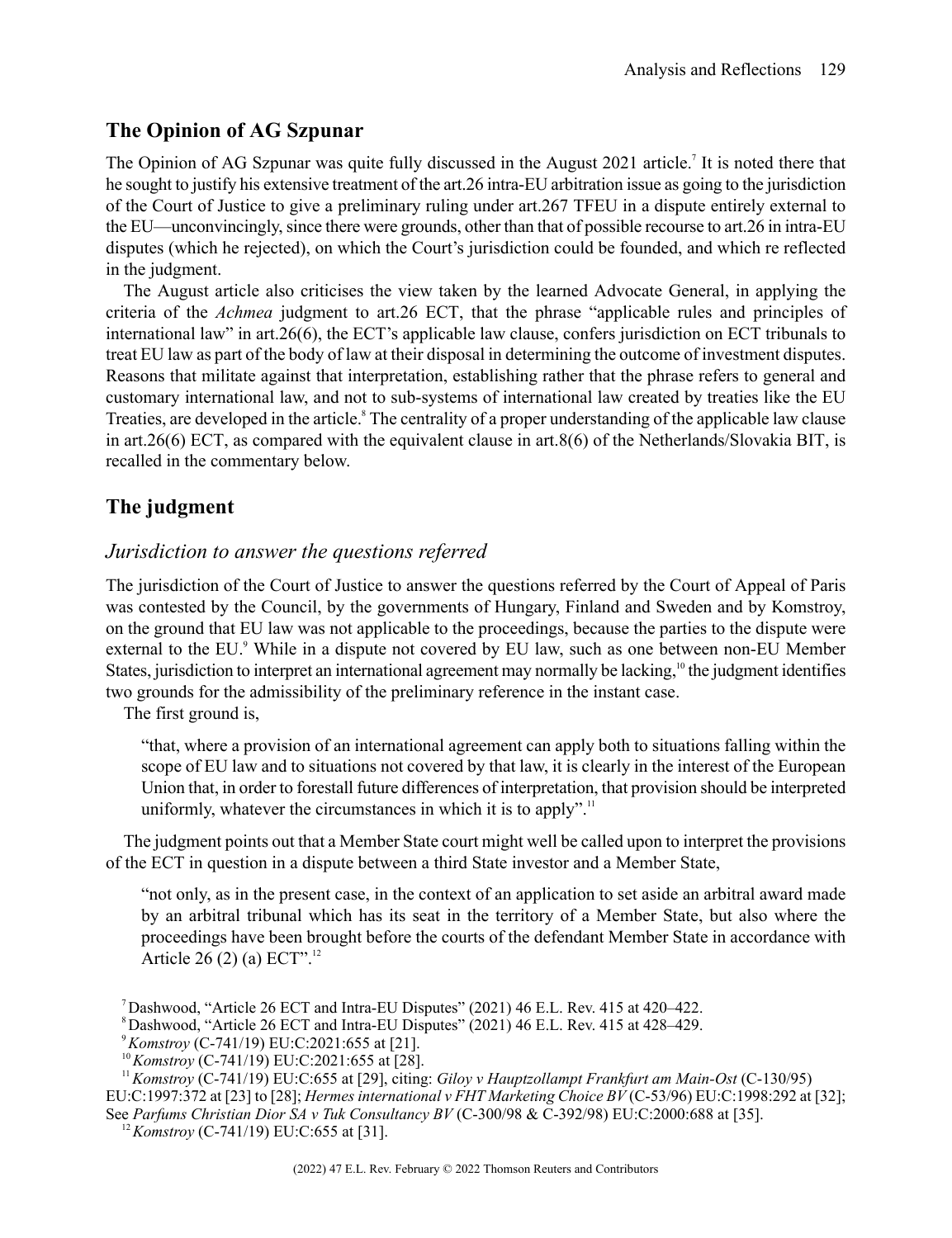## The Opinion of AG Szpunar

The Opinion of AG Szpunar was quite fully discussed in the August 2021 article.[7] It is noted there that he sought to justify his extensive treatment of the art.26 intra-EU arbitration issue as going to the jurisdiction of the Court of Justice to give a preliminary ruling under art.267 TFEU in a dispute entirely external to the EU—unconvincingly, since there were grounds, other than that of possible recourse to art.26 in intra-EU disputes (which he rejected), on which the Court's jurisdiction could be founded, and which re reflected in the judgment.

The August article also criticises the view taken by the learned Advocate General, in applying the criteria of the *Achmea* judgment to art.26 ECT, that the phrase "applicable rules and principles of international law" in art.26(6), the ECT's applicable law clause, confers jurisdiction on ECT tribunals to treat EU law as part of the body of law at their disposal in determining the outcome of investment disputes. Reasons that militate against that interpretation, establishing rather that the phrase refers to general and customary international law, and not to sub-systems of international law created by treaties like the EU Treaties, are developed in the article.[8] The centrality of a proper understanding of the applicable law clause in art.26(6) ECT, as compared with the equivalent clause in art.8(6) of the Netherlands/Slovakia BIT, is recalled in the commentary below.

## The judgment

### *Jurisdiction to answer the questions referred*

The jurisdiction of the Court of Justice to answer the questions referred by the Court of Appeal of Paris was contested by the Council, by the governments of Hungary, Finland and Sweden and by Komstroy, on the ground that EU law was not applicable to the proceedings, because the parties to the dispute were external to the EU.[9] While in a dispute not covered by EU law, such as one between non-EU Member States, jurisdiction to interpret an international agreement may normally be lacking,[10] the judgment identifies two grounds for the admissibility of the preliminary reference in the instant case.

The first ground is,

> "that, where a provision of an international agreement can apply both to situations falling within the scope of EU law and to situations not covered by that law, it is clearly in the interest of the European Union that, in order to forestall future differences of interpretation, that provision should be interpreted uniformly, whatever the circumstances in which it is to apply".[11]

The judgment points out that a Member State court might well be called upon to interpret the provisions of the ECT in question in a dispute between a third State investor and a Member State,

> "not only, as in the present case, in the context of an application to set aside an arbitral award made by an arbitral tribunal which has its seat in the territory of a Member State, but also where the proceedings have been brought before the courts of the defendant Member State in accordance with Article 26 (2) (a) ECT".[12]

---

[7] Dashwood, "Article 26 ECT and Intra-EU Disputes" (2021) 46 E.L. Rev. 415 at 420–422.

[8] Dashwood, "Article 26 ECT and Intra-EU Disputes" (2021) 46 E.L. Rev. 415 at 428–429.

[9] *Komstroy* (C-741/19) EU:C:2021:655 at [21].

[10] *Komstroy* (C-741/19) EU:C:2021:655 at [28].

[11] *Komstroy* (C-741/19) EU:C:655 at [29], citing: *Giloy v Hauptzollampt Frankfurt am Main-Ost* (C-130/95) EU:C:1997:372 at [23] to [28]; *Hermes international v FHT Marketing Choice BV* (C-53/96) EU:C:1998:292 at [32]; See *Parfums Christian Dior SA v Tuk Consultancy BV* (C-300/98 & C-392/98) EU:C:2000:688 at [35].

[12] *Komstroy* (C-741/19) EU:C:655 at [31].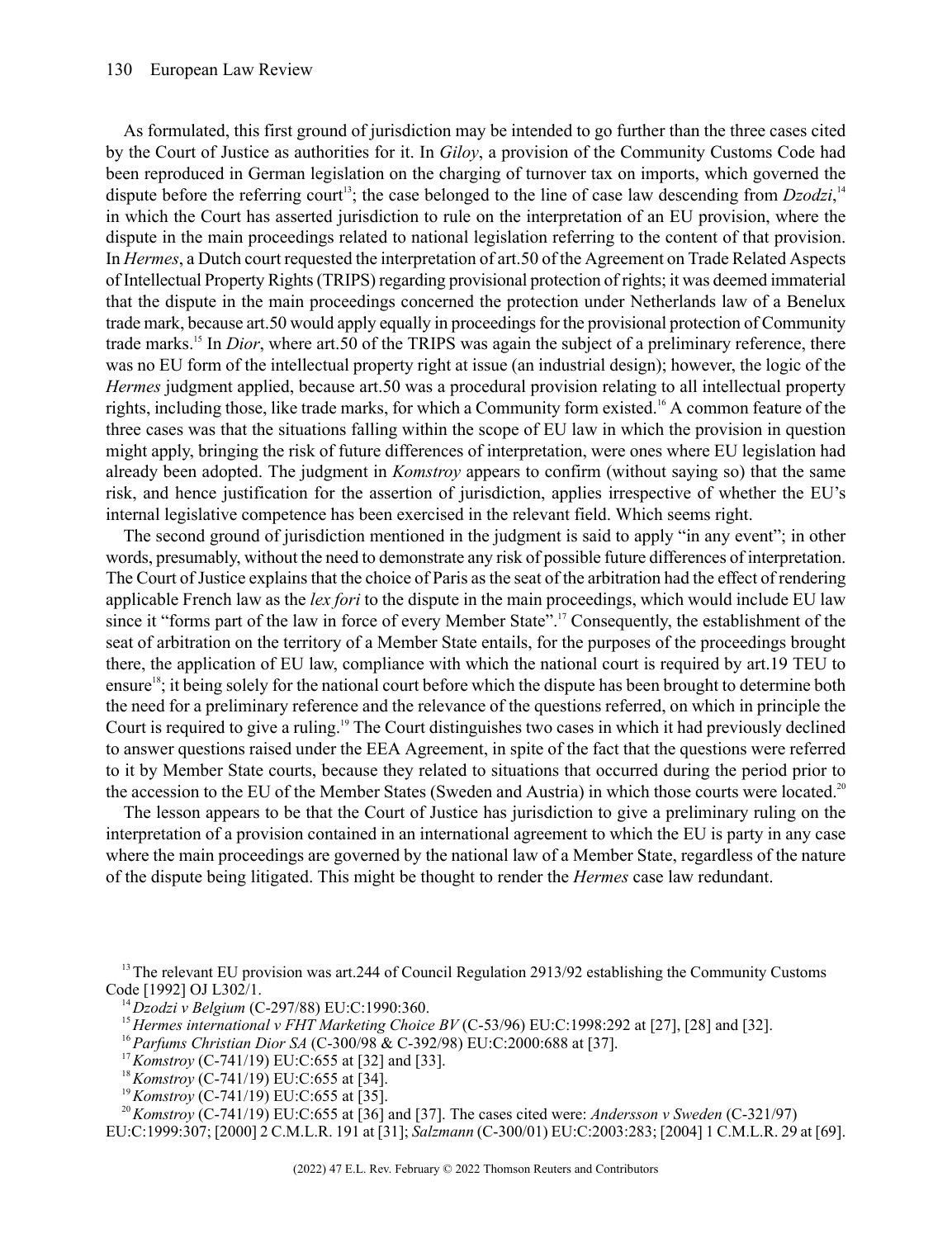As formulated, this first ground of jurisdiction may be intended to go further than the three cases cited by the Court of Justice as authorities for it. In *Giloy*, a provision of the Community Customs Code had been reproduced in German legislation on the charging of turnover tax on imports, which governed the dispute before the referring court[13]; the case belonged to the line of case law descending from *Dzodzi*,[14] in which the Court has asserted jurisdiction to rule on the interpretation of an EU provision, where the dispute in the main proceedings related to national legislation referring to the content of that provision. In *Hermes*, a Dutch court requested the interpretation of art.50 of the Agreement on Trade Related Aspects of Intellectual Property Rights (TRIPS) regarding provisional protection of rights; it was deemed immaterial that the dispute in the main proceedings concerned the protection under Netherlands law of a Benelux trade mark, because art.50 would apply equally in proceedings for the provisional protection of Community trade marks.[15] In *Dior*, where art.50 of the TRIPS was again the subject of a preliminary reference, there was no EU form of the intellectual property right at issue (an industrial design); however, the logic of the *Hermes* judgment applied, because art.50 was a procedural provision relating to all intellectual property rights, including those, like trade marks, for which a Community form existed.[16] A common feature of the three cases was that the situations falling within the scope of EU law in which the provision in question might apply, bringing the risk of future differences of interpretation, were ones where EU legislation had already been adopted. The judgment in *Komstroy* appears to confirm (without saying so) that the same risk, and hence justification for the assertion of jurisdiction, applies irrespective of whether the EU's internal legislative competence has been exercised in the relevant field. Which seems right.

The second ground of jurisdiction mentioned in the judgment is said to apply "in any event"; in other words, presumably, without the need to demonstrate any risk of possible future differences of interpretation. The Court of Justice explains that the choice of Paris as the seat of the arbitration had the effect of rendering applicable French law as the *lex fori* to the dispute in the main proceedings, which would include EU law since it "forms part of the law in force of every Member State".[17] Consequently, the establishment of the seat of arbitration on the territory of a Member State entails, for the purposes of the proceedings brought there, the application of EU law, compliance with which the national court is required by art.19 TEU to ensure[18]; it being solely for the national court before which the dispute has been brought to determine both the need for a preliminary reference and the relevance of the questions referred, on which in principle the Court is required to give a ruling.[19] The Court distinguishes two cases in which it had previously declined to answer questions raised under the EEA Agreement, in spite of the fact that the questions were referred to it by Member State courts, because they related to situations that occurred during the period prior to the accession to the EU of the Member States (Sweden and Austria) in which those courts were located.[20]

The lesson appears to be that the Court of Justice has jurisdiction to give a preliminary ruling on the interpretation of a provision contained in an international agreement to which the EU is party in any case where the main proceedings are governed by the national law of a Member State, regardless of the nature of the dispute being litigated. This might be thought to render the *Hermes* case law redundant.

---

[13] The relevant EU provision was art.244 of Council Regulation 2913/92 establishing the Community Customs Code [1992] OJ L302/1.

[14] *Dzodzi v Belgium* (C-297/88) EU:C:1990:360.

[15] *Hermes international v FHT Marketing Choice BV* (C-53/96) EU:C:1998:292 at [27], [28] and [32].

[16] *Parfums Christian Dior SA* (C-300/98 & C-392/98) EU:C:2000:688 at [37].

[17] *Komstroy* (C-741/19) EU:C:655 at [32] and [33].

[18] *Komstroy* (C-741/19) EU:C:655 at [34].

[19] *Komstroy* (C-741/19) EU:C:655 at [35].

[20] *Komstroy* (C-741/19) EU:C:655 at [36] and [37]. The cases cited were: *Andersson v Sweden* (C-321/97) EU:C:1999:307; [2000] 2 C.M.L.R. 191 at [31]; *Salzmann* (C-300/01) EU:C:2003:283; [2004] 1 C.M.L.R. 29 at [69].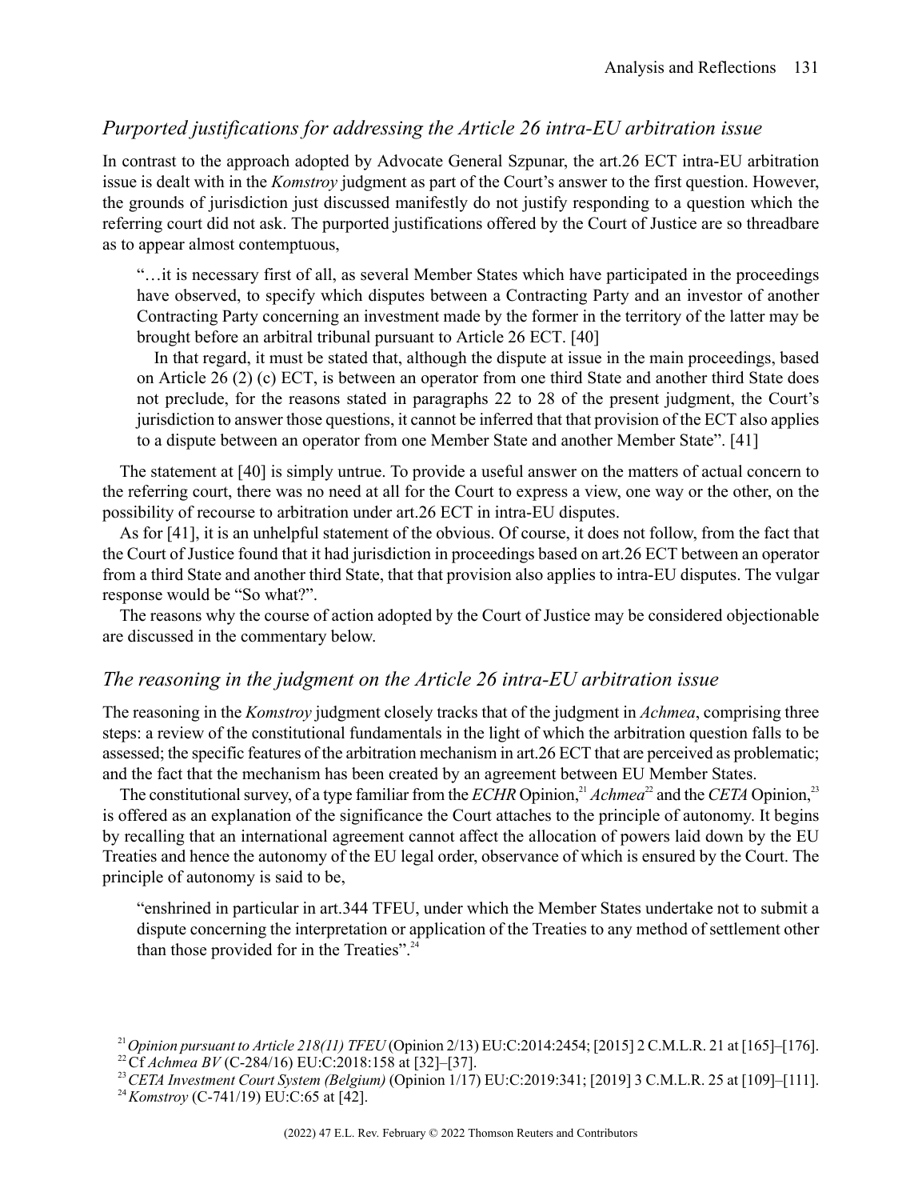## *Purported justifications for addressing the Article 26 intra-EU arbitration issue*

In contrast to the approach adopted by Advocate General Szpunar, the art.26 ECT intra-EU arbitration issue is dealt with in the *Komstroy* judgment as part of the Court's answer to the first question. However, the grounds of jurisdiction just discussed manifestly do not justify responding to a question which the referring court did not ask. The purported justifications offered by the Court of Justice are so threadbare as to appear almost contemptuous,

> "…it is necessary first of all, as several Member States which have participated in the proceedings have observed, to specify which disputes between a Contracting Party and an investor of another Contracting Party concerning an investment made by the former in the territory of the latter may be brought before an arbitral tribunal pursuant to Article 26 ECT. [40]
>
> In that regard, it must be stated that, although the dispute at issue in the main proceedings, based on Article 26 (2) (c) ECT, is between an operator from one third State and another third State does not preclude, for the reasons stated in paragraphs 22 to 28 of the present judgment, the Court's jurisdiction to answer those questions, it cannot be inferred that that provision of the ECT also applies to a dispute between an operator from one Member State and another Member State". [41]

The statement at [40] is simply untrue. To provide a useful answer on the matters of actual concern to the referring court, there was no need at all for the Court to express a view, one way or the other, on the possibility of recourse to arbitration under art.26 ECT in intra-EU disputes.

As for [41], it is an unhelpful statement of the obvious. Of course, it does not follow, from the fact that the Court of Justice found that it had jurisdiction in proceedings based on art.26 ECT between an operator from a third State and another third State, that that provision also applies to intra-EU disputes. The vulgar response would be "So what?".

The reasons why the course of action adopted by the Court of Justice may be considered objectionable are discussed in the commentary below.

## *The reasoning in the judgment on the Article 26 intra-EU arbitration issue*

The reasoning in the *Komstroy* judgment closely tracks that of the judgment in *Achmea*, comprising three steps: a review of the constitutional fundamentals in the light of which the arbitration question falls to be assessed; the specific features of the arbitration mechanism in art.26 ECT that are perceived as problematic; and the fact that the mechanism has been created by an agreement between EU Member States.

The constitutional survey, of a type familiar from the *ECHR* Opinion,[21] *Achmea*[22] and the *CETA* Opinion,[23] is offered as an explanation of the significance the Court attaches to the principle of autonomy. It begins by recalling that an international agreement cannot affect the allocation of powers laid down by the EU Treaties and hence the autonomy of the EU legal order, observance of which is ensured by the Court. The principle of autonomy is said to be,

> "enshrined in particular in art.344 TFEU, under which the Member States undertake not to submit a dispute concerning the interpretation or application of the Treaties to any method of settlement other than those provided for in the Treaties".[24]

[21] *Opinion pursuant to Article 218(11) TFEU* (Opinion 2/13) EU:C:2014:2454; [2015] 2 C.M.L.R. 21 at [165]–[176].

[22] Cf *Achmea BV* (C-284/16) EU:C:2018:158 at [32]–[37].

[23] *CETA Investment Court System (Belgium)* (Opinion 1/17) EU:C:2019:341; [2019] 3 C.M.L.R. 25 at [109]–[111].

[24] *Komstroy* (C-741/19) EU:C:65 at [42].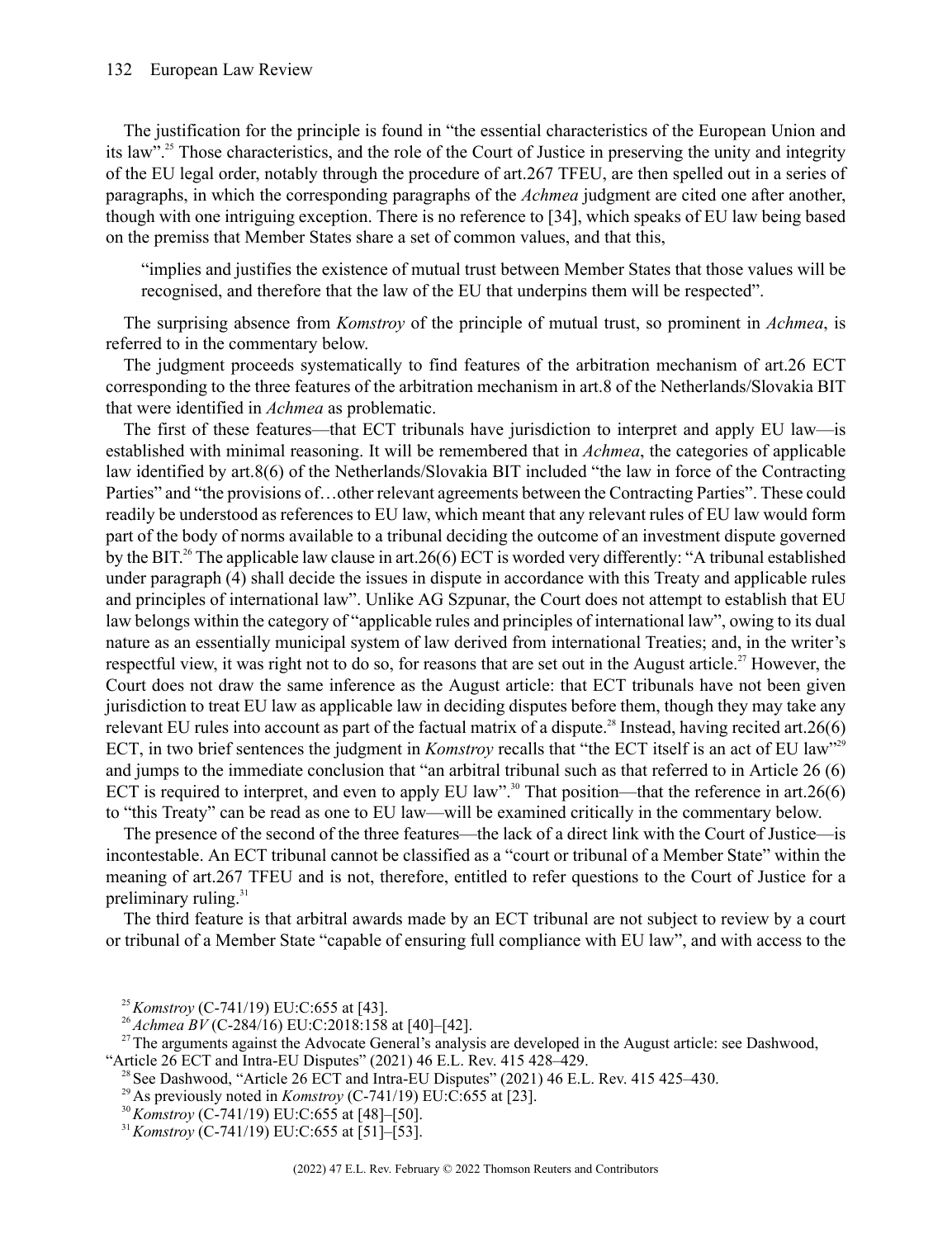The justification for the principle is found in "the essential characteristics of the European Union and its law".[25] Those characteristics, and the role of the Court of Justice in preserving the unity and integrity of the EU legal order, notably through the procedure of art.267 TFEU, are then spelled out in a series of paragraphs, in which the corresponding paragraphs of the *Achmea* judgment are cited one after another, though with one intriguing exception. There is no reference to [34], which speaks of EU law being based on the premiss that Member States share a set of common values, and that this,

> "implies and justifies the existence of mutual trust between Member States that those values will be recognised, and therefore that the law of the EU that underpins them will be respected".

The surprising absence from *Komstroy* of the principle of mutual trust, so prominent in *Achmea*, is referred to in the commentary below.

The judgment proceeds systematically to find features of the arbitration mechanism of art.26 ECT corresponding to the three features of the arbitration mechanism in art.8 of the Netherlands/Slovakia BIT that were identified in *Achmea* as problematic.

The first of these features—that ECT tribunals have jurisdiction to interpret and apply EU law—is established with minimal reasoning. It will be remembered that in *Achmea*, the categories of applicable law identified by art.8(6) of the Netherlands/Slovakia BIT included "the law in force of the Contracting Parties" and "the provisions of…other relevant agreements between the Contracting Parties". These could readily be understood as references to EU law, which meant that any relevant rules of EU law would form part of the body of norms available to a tribunal deciding the outcome of an investment dispute governed by the BIT.[26] The applicable law clause in art.26(6) ECT is worded very differently: "A tribunal established under paragraph (4) shall decide the issues in dispute in accordance with this Treaty and applicable rules and principles of international law". Unlike AG Szpunar, the Court does not attempt to establish that EU law belongs within the category of "applicable rules and principles of international law", owing to its dual nature as an essentially municipal system of law derived from international Treaties; and, in the writer's respectful view, it was right not to do so, for reasons that are set out in the August article.[27] However, the Court does not draw the same inference as the August article: that ECT tribunals have not been given jurisdiction to treat EU law as applicable law in deciding disputes before them, though they may take any relevant EU rules into account as part of the factual matrix of a dispute.[28] Instead, having recited art.26(6) ECT, in two brief sentences the judgment in *Komstroy* recalls that "the ECT itself is an act of EU law"[29] and jumps to the immediate conclusion that "an arbitral tribunal such as that referred to in Article 26 (6) ECT is required to interpret, and even to apply EU law".[30] That position—that the reference in art.26(6) to "this Treaty" can be read as one to EU law—will be examined critically in the commentary below.

The presence of the second of the three features—the lack of a direct link with the Court of Justice—is incontestable. An ECT tribunal cannot be classified as a "court or tribunal of a Member State" within the meaning of art.267 TFEU and is not, therefore, entitled to refer questions to the Court of Justice for a preliminary ruling.[31]

The third feature is that arbitral awards made by an ECT tribunal are not subject to review by a court or tribunal of a Member State "capable of ensuring full compliance with EU law", and with access to the

---

[25] *Komstroy* (C-741/19) EU:C:655 at [43].

[26] *Achmea BV* (C-284/16) EU:C:2018:158 at [40]–[42].

[27] The arguments against the Advocate General's analysis are developed in the August article: see Dashwood, "Article 26 ECT and Intra-EU Disputes" (2021) 46 E.L. Rev. 415 428–429.

[28] See Dashwood, "Article 26 ECT and Intra-EU Disputes" (2021) 46 E.L. Rev. 415 425–430.

[29] As previously noted in *Komstroy* (C-741/19) EU:C:655 at [23].

[30] *Komstroy* (C-741/19) EU:C:655 at [48]–[50].

[31] *Komstroy* (C-741/19) EU:C:655 at [51]–[53].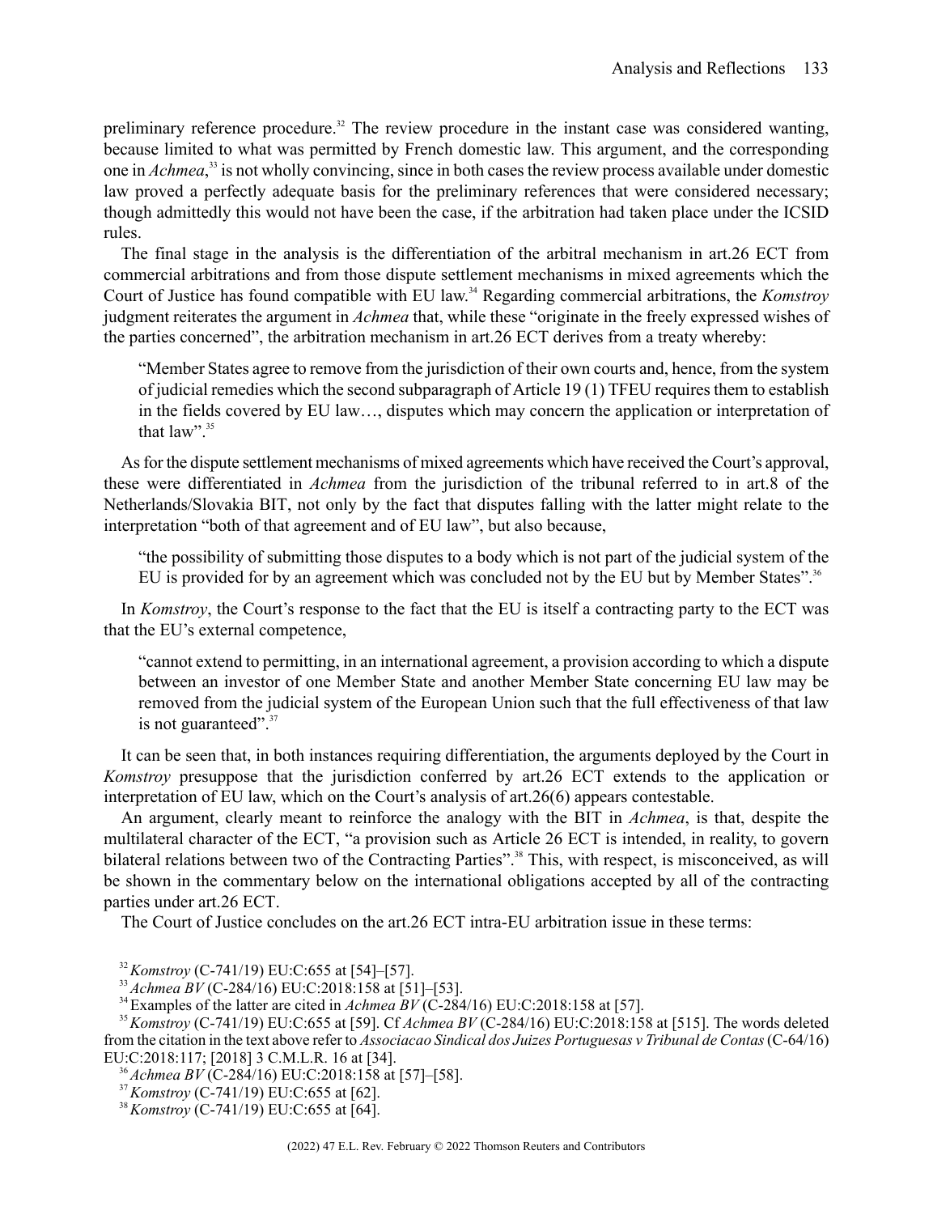preliminary reference procedure.[32] The review procedure in the instant case was considered wanting, because limited to what was permitted by French domestic law. This argument, and the corresponding one in *Achmea*,[33] is not wholly convincing, since in both cases the review process available under domestic law proved a perfectly adequate basis for the preliminary references that were considered necessary; though admittedly this would not have been the case, if the arbitration had taken place under the ICSID rules.

The final stage in the analysis is the differentiation of the arbitral mechanism in art.26 ECT from commercial arbitrations and from those dispute settlement mechanisms in mixed agreements which the Court of Justice has found compatible with EU law.[34] Regarding commercial arbitrations, the *Komstroy* judgment reiterates the argument in *Achmea* that, while these "originate in the freely expressed wishes of the parties concerned", the arbitration mechanism in art.26 ECT derives from a treaty whereby:

> "Member States agree to remove from the jurisdiction of their own courts and, hence, from the system of judicial remedies which the second subparagraph of Article 19 (1) TFEU requires them to establish in the fields covered by EU law…, disputes which may concern the application or interpretation of that law".[35]

As for the dispute settlement mechanisms of mixed agreements which have received the Court's approval, these were differentiated in *Achmea* from the jurisdiction of the tribunal referred to in art.8 of the Netherlands/Slovakia BIT, not only by the fact that disputes falling with the latter might relate to the interpretation "both of that agreement and of EU law", but also because,

> "the possibility of submitting those disputes to a body which is not part of the judicial system of the EU is provided for by an agreement which was concluded not by the EU but by Member States".[36]

In *Komstroy*, the Court's response to the fact that the EU is itself a contracting party to the ECT was that the EU's external competence,

> "cannot extend to permitting, in an international agreement, a provision according to which a dispute between an investor of one Member State and another Member State concerning EU law may be removed from the judicial system of the European Union such that the full effectiveness of that law is not guaranteed".[37]

It can be seen that, in both instances requiring differentiation, the arguments deployed by the Court in *Komstroy* presuppose that the jurisdiction conferred by art.26 ECT extends to the application or interpretation of EU law, which on the Court's analysis of art.26(6) appears contestable.

An argument, clearly meant to reinforce the analogy with the BIT in *Achmea*, is that, despite the multilateral character of the ECT, "a provision such as Article 26 ECT is intended, in reality, to govern bilateral relations between two of the Contracting Parties".[38] This, with respect, is misconceived, as will be shown in the commentary below on the international obligations accepted by all of the contracting parties under art.26 ECT.

The Court of Justice concludes on the art.26 ECT intra-EU arbitration issue in these terms:

---

[32] *Komstroy* (C-741/19) EU:C:655 at [54]–[57].

[33] *Achmea BV* (C-284/16) EU:C:2018:158 at [51]–[53].

[34] Examples of the latter are cited in *Achmea BV* (C-284/16) EU:C:2018:158 at [57].

[35] *Komstroy* (C-741/19) EU:C:655 at [59]. Cf *Achmea BV* (C-284/16) EU:C:2018:158 at [515]. The words deleted from the citation in the text above refer to *Associacao Sindical dos Juizes Portuguesas v Tribunal de Contas* (C-64/16) EU:C:2018:117; [2018] 3 C.M.L.R. 16 at [34].

[36] *Achmea BV* (C-284/16) EU:C:2018:158 at [57]–[58].

[37] *Komstroy* (C-741/19) EU:C:655 at [62].

[38] *Komstroy* (C-741/19) EU:C:655 at [64].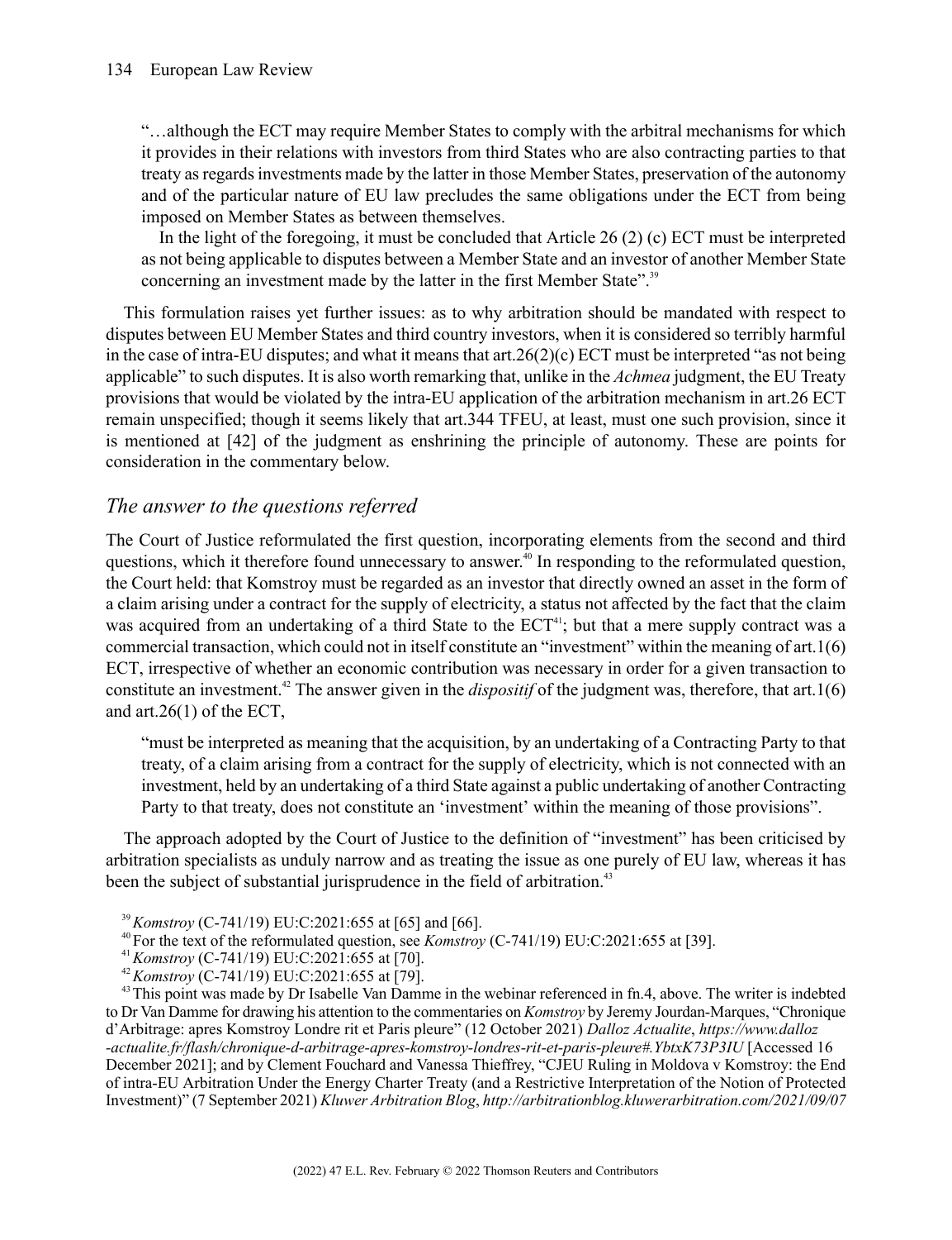> "…although the ECT may require Member States to comply with the arbitral mechanisms for which it provides in their relations with investors from third States who are also contracting parties to that treaty as regards investments made by the latter in those Member States, preservation of the autonomy and of the particular nature of EU law precludes the same obligations under the ECT from being imposed on Member States as between themselves.
>
> In the light of the foregoing, it must be concluded that Article 26 (2) (c) ECT must be interpreted as not being applicable to disputes between a Member State and an investor of another Member State concerning an investment made by the latter in the first Member State".[39]

This formulation raises yet further issues: as to why arbitration should be mandated with respect to disputes between EU Member States and third country investors, when it is considered so terribly harmful in the case of intra-EU disputes; and what it means that art.26(2)(c) ECT must be interpreted "as not being applicable" to such disputes. It is also worth remarking that, unlike in the *Achmea* judgment, the EU Treaty provisions that would be violated by the intra-EU application of the arbitration mechanism in art.26 ECT remain unspecified; though it seems likely that art.344 TFEU, at least, must one such provision, since it is mentioned at [42] of the judgment as enshrining the principle of autonomy. These are points for consideration in the commentary below.

## *The answer to the questions referred*

The Court of Justice reformulated the first question, incorporating elements from the second and third questions, which it therefore found unnecessary to answer.[40] In responding to the reformulated question, the Court held: that Komstroy must be regarded as an investor that directly owned an asset in the form of a claim arising under a contract for the supply of electricity, a status not affected by the fact that the claim was acquired from an undertaking of a third State to the ECT[41]; but that a mere supply contract was a commercial transaction, which could not in itself constitute an "investment" within the meaning of art.1(6) ECT, irrespective of whether an economic contribution was necessary in order for a given transaction to constitute an investment.[42] The answer given in the *dispositif* of the judgment was, therefore, that art.1(6) and art.26(1) of the ECT,

> "must be interpreted as meaning that the acquisition, by an undertaking of a Contracting Party to that treaty, of a claim arising from a contract for the supply of electricity, which is not connected with an investment, held by an undertaking of a third State against a public undertaking of another Contracting Party to that treaty, does not constitute an 'investment' within the meaning of those provisions".

The approach adopted by the Court of Justice to the definition of "investment" has been criticised by arbitration specialists as unduly narrow and as treating the issue as one purely of EU law, whereas it has been the subject of substantial jurisprudence in the field of arbitration.[43]

[39] *Komstroy* (C-741/19) EU:C:2021:655 at [65] and [66].

[40] For the text of the reformulated question, see *Komstroy* (C-741/19) EU:C:2021:655 at [39].

[41] *Komstroy* (C-741/19) EU:C:2021:655 at [70].

[42] *Komstroy* (C-741/19) EU:C:2021:655 at [79].

[43] This point was made by Dr Isabelle Van Damme in the webinar referenced in fn.4, above. The writer is indebted to Dr Van Damme for drawing his attention to the commentaries on *Komstroy* by Jeremy Jourdan-Marques, "Chronique d'Arbitrage: apres Komstroy Londre rit et Paris pleure" (12 October 2021) *Dalloz Actualite*, *https://www.dalloz-actualite.fr/flash/chronique-d-arbitrage-apres-komstroy-londres-rit-et-paris-pleure#.YbtxK73P3IU* [Accessed 16 December 2021]; and by Clement Fouchard and Vanessa Thieffrey, "CJEU Ruling in Moldova v Komstroy: the End of intra-EU Arbitration Under the Energy Charter Treaty (and a Restrictive Interpretation of the Notion of Protected Investment)" (7 September 2021) *Kluwer Arbitration Blog*, *http://arbitrationblog.kluwerarbitration.com/2021/09/07*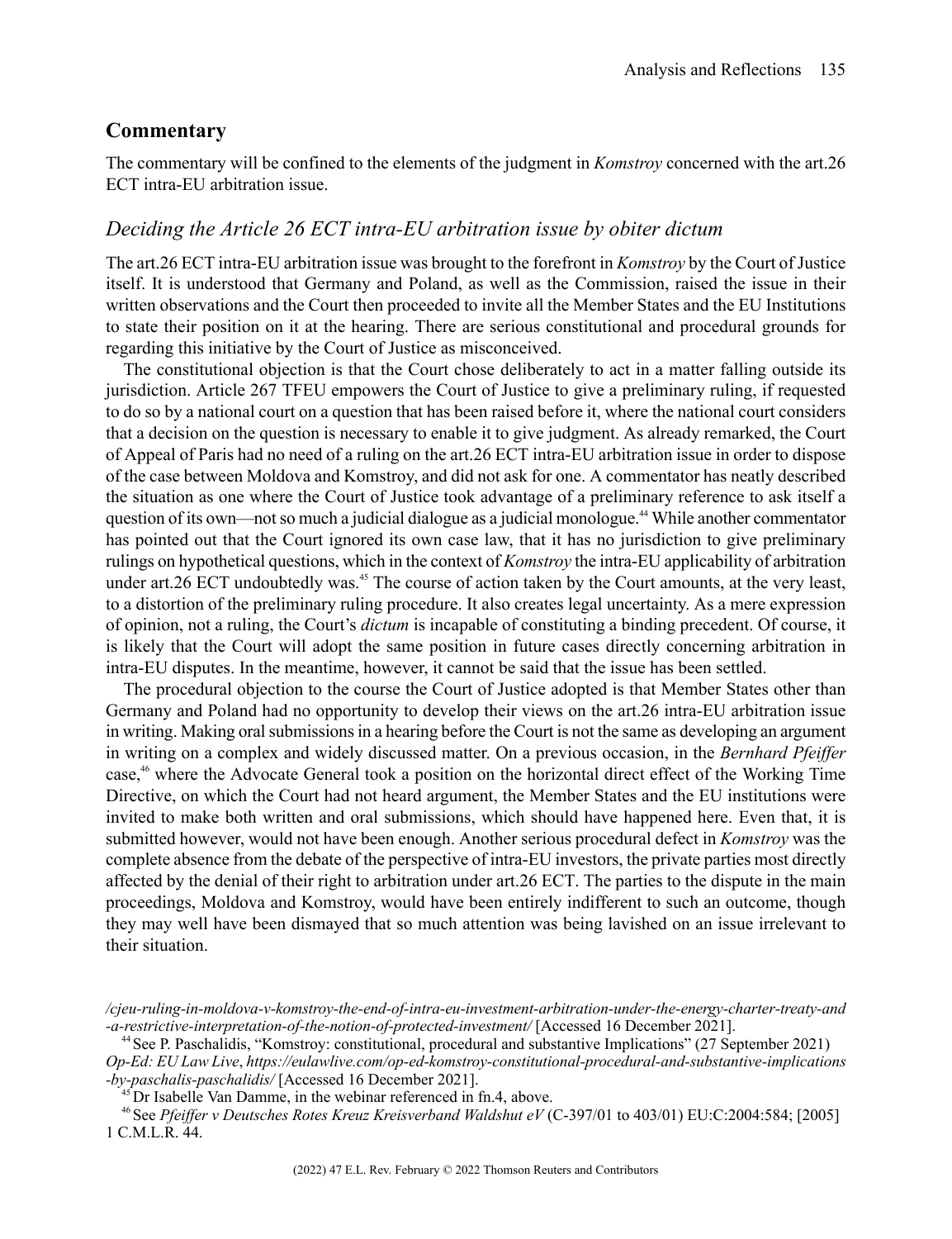## Commentary

The commentary will be confined to the elements of the judgment in *Komstroy* concerned with the art.26 ECT intra-EU arbitration issue.

### *Deciding the Article 26 ECT intra-EU arbitration issue by obiter dictum*

The art.26 ECT intra-EU arbitration issue was brought to the forefront in *Komstroy* by the Court of Justice itself. It is understood that Germany and Poland, as well as the Commission, raised the issue in their written observations and the Court then proceeded to invite all the Member States and the EU Institutions to state their position on it at the hearing. There are serious constitutional and procedural grounds for regarding this initiative by the Court of Justice as misconceived.

The constitutional objection is that the Court chose deliberately to act in a matter falling outside its jurisdiction. Article 267 TFEU empowers the Court of Justice to give a preliminary ruling, if requested to do so by a national court on a question that has been raised before it, where the national court considers that a decision on the question is necessary to enable it to give judgment. As already remarked, the Court of Appeal of Paris had no need of a ruling on the art.26 ECT intra-EU arbitration issue in order to dispose of the case between Moldova and Komstroy, and did not ask for one. A commentator has neatly described the situation as one where the Court of Justice took advantage of a preliminary reference to ask itself a question of its own—not so much a judicial dialogue as a judicial monologue.[44] While another commentator has pointed out that the Court ignored its own case law, that it has no jurisdiction to give preliminary rulings on hypothetical questions, which in the context of *Komstroy* the intra-EU applicability of arbitration under art.26 ECT undoubtedly was.[45] The course of action taken by the Court amounts, at the very least, to a distortion of the preliminary ruling procedure. It also creates legal uncertainty. As a mere expression of opinion, not a ruling, the Court's *dictum* is incapable of constituting a binding precedent. Of course, it is likely that the Court will adopt the same position in future cases directly concerning arbitration in intra-EU disputes. In the meantime, however, it cannot be said that the issue has been settled.

The procedural objection to the course the Court of Justice adopted is that Member States other than Germany and Poland had no opportunity to develop their views on the art.26 intra-EU arbitration issue in writing. Making oral submissions in a hearing before the Court is not the same as developing an argument in writing on a complex and widely discussed matter. On a previous occasion, in the *Bernhard Pfeiffer* case,[46] where the Advocate General took a position on the horizontal direct effect of the Working Time Directive, on which the Court had not heard argument, the Member States and the EU institutions were invited to make both written and oral submissions, which should have happened here. Even that, it is submitted however, would not have been enough. Another serious procedural defect in *Komstroy* was the complete absence from the debate of the perspective of intra-EU investors, the private parties most directly affected by the denial of their right to arbitration under art.26 ECT. The parties to the dispute in the main proceedings, Moldova and Komstroy, would have been entirely indifferent to such an outcome, though they may well have been dismayed that so much attention was being lavished on an issue irrelevant to their situation.

---

*/cjeu-ruling-in-moldova-v-komstroy-the-end-of-intra-eu-investment-arbitration-under-the-energy-charter-treaty-and-a-restrictive-interpretation-of-the-notion-of-protected-investment/* [Accessed 16 December 2021].

[44] See P. Paschalidis, "Komstroy: constitutional, procedural and substantive Implications" (27 September 2021) *Op-Ed: EU Law Live*, *https://eulawlive.com/op-ed-komstroy-constitutional-procedural-and-substantive-implications-by-paschalis-paschalidis/* [Accessed 16 December 2021].

[45] Dr Isabelle Van Damme, in the webinar referenced in fn.4, above.

[46] See *Pfeiffer v Deutsches Rotes Kreuz Kreisverband Waldshut eV* (C-397/01 to 403/01) EU:C:2004:584; [2005] 1 C.M.L.R. 44.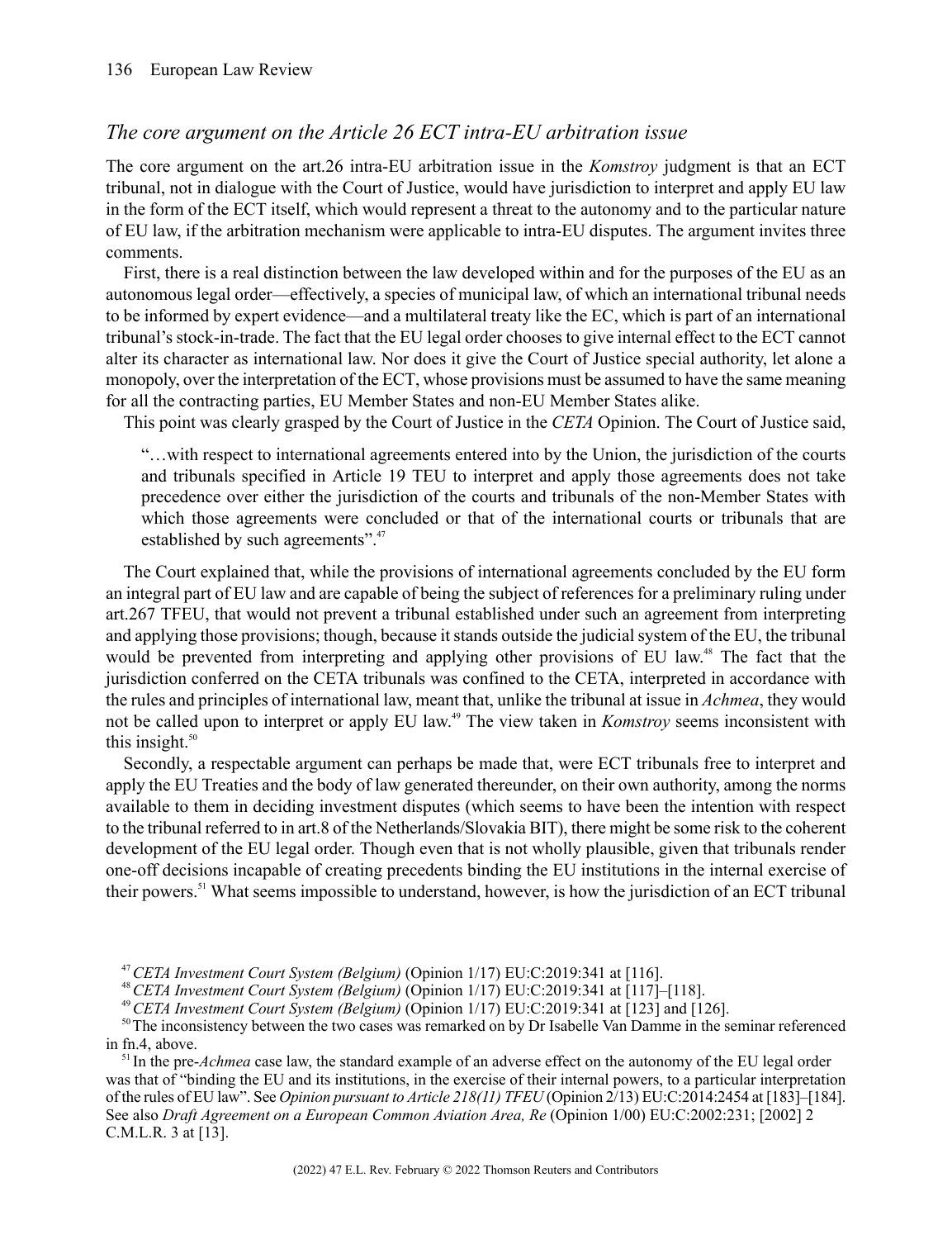## *The core argument on the Article 26 ECT intra-EU arbitration issue*

The core argument on the art.26 intra-EU arbitration issue in the *Komstroy* judgment is that an ECT tribunal, not in dialogue with the Court of Justice, would have jurisdiction to interpret and apply EU law in the form of the ECT itself, which would represent a threat to the autonomy and to the particular nature of EU law, if the arbitration mechanism were applicable to intra-EU disputes. The argument invites three comments.

First, there is a real distinction between the law developed within and for the purposes of the EU as an autonomous legal order—effectively, a species of municipal law, of which an international tribunal needs to be informed by expert evidence—and a multilateral treaty like the EC, which is part of an international tribunal's stock-in-trade. The fact that the EU legal order chooses to give internal effect to the ECT cannot alter its character as international law. Nor does it give the Court of Justice special authority, let alone a monopoly, over the interpretation of the ECT, whose provisions must be assumed to have the same meaning for all the contracting parties, EU Member States and non-EU Member States alike.

This point was clearly grasped by the Court of Justice in the *CETA* Opinion. The Court of Justice said,

> "…with respect to international agreements entered into by the Union, the jurisdiction of the courts and tribunals specified in Article 19 TEU to interpret and apply those agreements does not take precedence over either the jurisdiction of the courts and tribunals of the non-Member States with which those agreements were concluded or that of the international courts or tribunals that are established by such agreements".[47]

The Court explained that, while the provisions of international agreements concluded by the EU form an integral part of EU law and are capable of being the subject of references for a preliminary ruling under art.267 TFEU, that would not prevent a tribunal established under such an agreement from interpreting and applying those provisions; though, because it stands outside the judicial system of the EU, the tribunal would be prevented from interpreting and applying other provisions of EU law.[48] The fact that the jurisdiction conferred on the CETA tribunals was confined to the CETA, interpreted in accordance with the rules and principles of international law, meant that, unlike the tribunal at issue in *Achmea*, they would not be called upon to interpret or apply EU law.[49] The view taken in *Komstroy* seems inconsistent with this insight.[50]

Secondly, a respectable argument can perhaps be made that, were ECT tribunals free to interpret and apply the EU Treaties and the body of law generated thereunder, on their own authority, among the norms available to them in deciding investment disputes (which seems to have been the intention with respect to the tribunal referred to in art.8 of the Netherlands/Slovakia BIT), there might be some risk to the coherent development of the EU legal order. Though even that is not wholly plausible, given that tribunals render one-off decisions incapable of creating precedents binding the EU institutions in the internal exercise of their powers.[51] What seems impossible to understand, however, is how the jurisdiction of an ECT tribunal

---

[47] *CETA Investment Court System (Belgium)* (Opinion 1/17) EU:C:2019:341 at [116].

[48] *CETA Investment Court System (Belgium)* (Opinion 1/17) EU:C:2019:341 at [117]–[118].

[49] *CETA Investment Court System (Belgium)* (Opinion 1/17) EU:C:2019:341 at [123] and [126].

[50] The inconsistency between the two cases was remarked on by Dr Isabelle Van Damme in the seminar referenced in fn.4, above.

[51] In the pre-*Achmea* case law, the standard example of an adverse effect on the autonomy of the EU legal order was that of "binding the EU and its institutions, in the exercise of their internal powers, to a particular interpretation of the rules of EU law". See *Opinion pursuant to Article 218(11) TFEU* (Opinion 2/13) EU:C:2014:2454 at [183]–[184]. See also *Draft Agreement on a European Common Aviation Area, Re* (Opinion 1/00) EU:C:2002:231; [2002] 2 C.M.L.R. 3 at [13].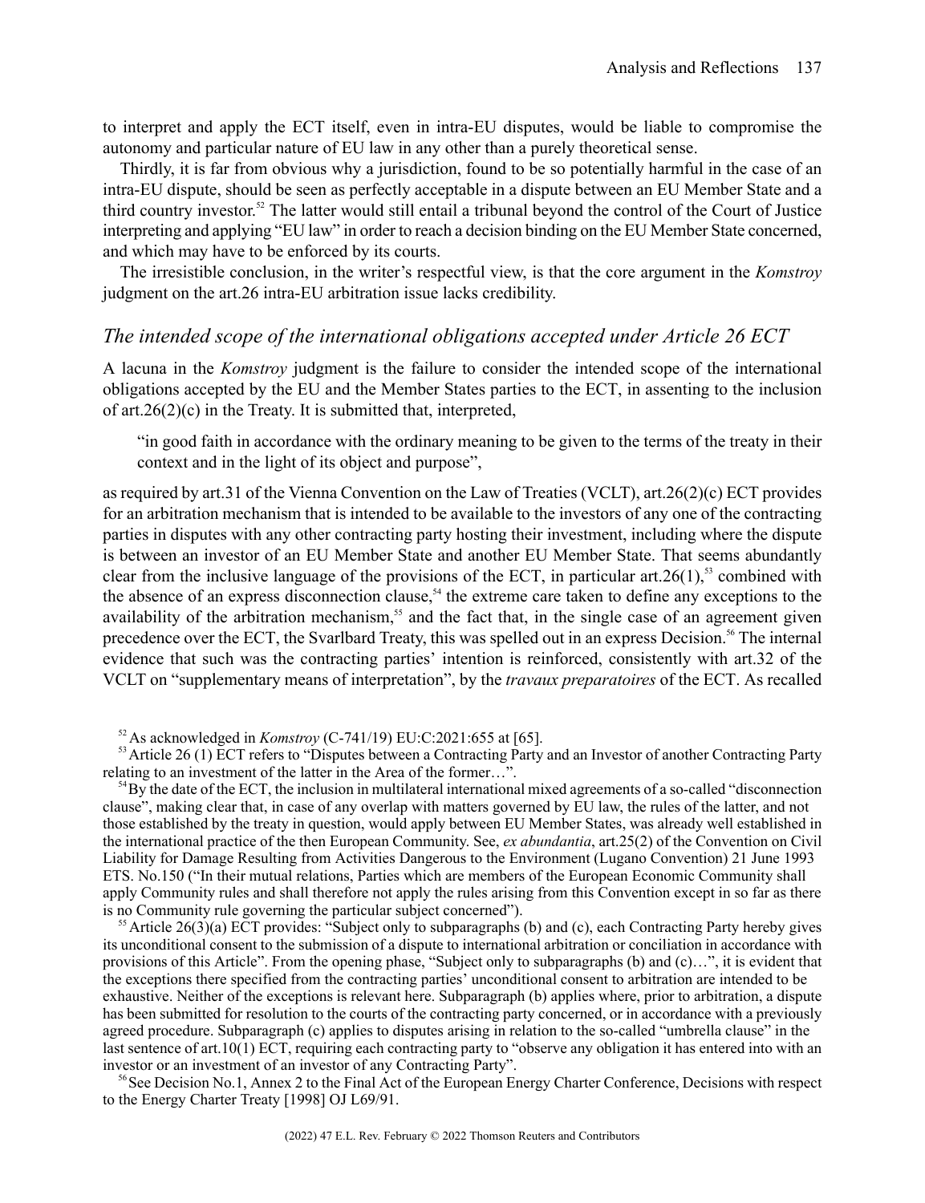to interpret and apply the ECT itself, even in intra-EU disputes, would be liable to compromise the autonomy and particular nature of EU law in any other than a purely theoretical sense.

Thirdly, it is far from obvious why a jurisdiction, found to be so potentially harmful in the case of an intra-EU dispute, should be seen as perfectly acceptable in a dispute between an EU Member State and a third country investor.[52] The latter would still entail a tribunal beyond the control of the Court of Justice interpreting and applying "EU law" in order to reach a decision binding on the EU Member State concerned, and which may have to be enforced by its courts.

The irresistible conclusion, in the writer's respectful view, is that the core argument in the *Komstroy* judgment on the art.26 intra-EU arbitration issue lacks credibility.

## *The intended scope of the international obligations accepted under Article 26 ECT*

A lacuna in the *Komstroy* judgment is the failure to consider the intended scope of the international obligations accepted by the EU and the Member States parties to the ECT, in assenting to the inclusion of art.26(2)(c) in the Treaty. It is submitted that, interpreted,

> "in good faith in accordance with the ordinary meaning to be given to the terms of the treaty in their context and in the light of its object and purpose",

as required by art.31 of the Vienna Convention on the Law of Treaties (VCLT), art.26(2)(c) ECT provides for an arbitration mechanism that is intended to be available to the investors of any one of the contracting parties in disputes with any other contracting party hosting their investment, including where the dispute is between an investor of an EU Member State and another EU Member State. That seems abundantly clear from the inclusive language of the provisions of the ECT, in particular art.26(1),[53] combined with the absence of an express disconnection clause,[54] the extreme care taken to define any exceptions to the availability of the arbitration mechanism,[55] and the fact that, in the single case of an agreement given precedence over the ECT, the Svarlbard Treaty, this was spelled out in an express Decision.[56] The internal evidence that such was the contracting parties' intention is reinforced, consistently with art.32 of the VCLT on "supplementary means of interpretation", by the *travaux preparatoires* of the ECT. As recalled

---

[52] As acknowledged in *Komstroy* (C-741/19) EU:C:2021:655 at [65].

[53] Article 26 (1) ECT refers to "Disputes between a Contracting Party and an Investor of another Contracting Party relating to an investment of the latter in the Area of the former…".

[54] By the date of the ECT, the inclusion in multilateral international mixed agreements of a so-called "disconnection clause", making clear that, in case of any overlap with matters governed by EU law, the rules of the latter, and not those established by the treaty in question, would apply between EU Member States, was already well established in the international practice of the then European Community. See, *ex abundantia*, art.25(2) of the Convention on Civil Liability for Damage Resulting from Activities Dangerous to the Environment (Lugano Convention) 21 June 1993 ETS. No.150 ("In their mutual relations, Parties which are members of the European Economic Community shall apply Community rules and shall therefore not apply the rules arising from this Convention except in so far as there is no Community rule governing the particular subject concerned").

[55] Article 26(3)(a) ECT provides: "Subject only to subparagraphs (b) and (c), each Contracting Party hereby gives its unconditional consent to the submission of a dispute to international arbitration or conciliation in accordance with provisions of this Article". From the opening phase, "Subject only to subparagraphs (b) and (c)…", it is evident that the exceptions there specified from the contracting parties' unconditional consent to arbitration are intended to be exhaustive. Neither of the exceptions is relevant here. Subparagraph (b) applies where, prior to arbitration, a dispute has been submitted for resolution to the courts of the contracting party concerned, or in accordance with a previously agreed procedure. Subparagraph (c) applies to disputes arising in relation to the so-called "umbrella clause" in the last sentence of art.10(1) ECT, requiring each contracting party to "observe any obligation it has entered into with an investor or an investment of an investor of any Contracting Party".

[56] See Decision No.1, Annex 2 to the Final Act of the European Energy Charter Conference, Decisions with respect to the Energy Charter Treaty [1998] OJ L69/91.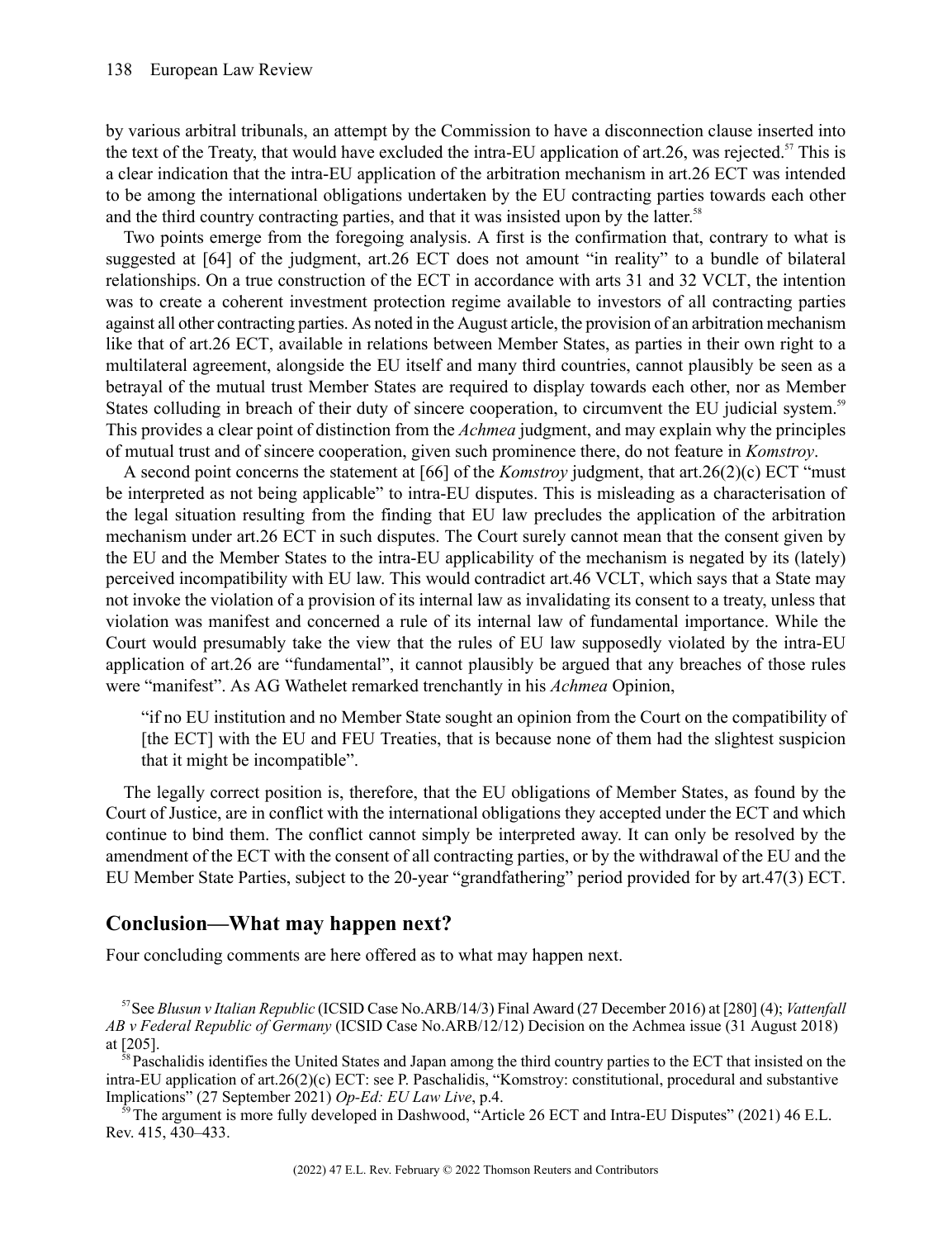by various arbitral tribunals, an attempt by the Commission to have a disconnection clause inserted into the text of the Treaty, that would have excluded the intra-EU application of art.26, was rejected.[57] This is a clear indication that the intra-EU application of the arbitration mechanism in art.26 ECT was intended to be among the international obligations undertaken by the EU contracting parties towards each other and the third country contracting parties, and that it was insisted upon by the latter.[58]

Two points emerge from the foregoing analysis. A first is the confirmation that, contrary to what is suggested at [64] of the judgment, art.26 ECT does not amount "in reality" to a bundle of bilateral relationships. On a true construction of the ECT in accordance with arts 31 and 32 VCLT, the intention was to create a coherent investment protection regime available to investors of all contracting parties against all other contracting parties. As noted in the August article, the provision of an arbitration mechanism like that of art.26 ECT, available in relations between Member States, as parties in their own right to a multilateral agreement, alongside the EU itself and many third countries, cannot plausibly be seen as a betrayal of the mutual trust Member States are required to display towards each other, nor as Member States colluding in breach of their duty of sincere cooperation, to circumvent the EU judicial system.[59] This provides a clear point of distinction from the *Achmea* judgment, and may explain why the principles of mutual trust and of sincere cooperation, given such prominence there, do not feature in *Komstroy*.

A second point concerns the statement at [66] of the *Komstroy* judgment, that art.26(2)(c) ECT "must be interpreted as not being applicable" to intra-EU disputes. This is misleading as a characterisation of the legal situation resulting from the finding that EU law precludes the application of the arbitration mechanism under art.26 ECT in such disputes. The Court surely cannot mean that the consent given by the EU and the Member States to the intra-EU applicability of the mechanism is negated by its (lately) perceived incompatibility with EU law. This would contradict art.46 VCLT, which says that a State may not invoke the violation of a provision of its internal law as invalidating its consent to a treaty, unless that violation was manifest and concerned a rule of its internal law of fundamental importance. While the Court would presumably take the view that the rules of EU law supposedly violated by the intra-EU application of art.26 are "fundamental", it cannot plausibly be argued that any breaches of those rules were "manifest". As AG Wathelet remarked trenchantly in his *Achmea* Opinion,

> "if no EU institution and no Member State sought an opinion from the Court on the compatibility of [the ECT] with the EU and FEU Treaties, that is because none of them had the slightest suspicion that it might be incompatible".

The legally correct position is, therefore, that the EU obligations of Member States, as found by the Court of Justice, are in conflict with the international obligations they accepted under the ECT and which continue to bind them. The conflict cannot simply be interpreted away. It can only be resolved by the amendment of the ECT with the consent of all contracting parties, or by the withdrawal of the EU and the EU Member State Parties, subject to the 20-year "grandfathering" period provided for by art.47(3) ECT.

## Conclusion—What may happen next?

Four concluding comments are here offered as to what may happen next.

---

[57] See *Blusun v Italian Republic* (ICSID Case No.ARB/14/3) Final Award (27 December 2016) at [280] (4); *Vattenfall AB v Federal Republic of Germany* (ICSID Case No.ARB/12/12) Decision on the Achmea issue (31 August 2018) at [205].

[58] Paschalidis identifies the United States and Japan among the third country parties to the ECT that insisted on the intra-EU application of art.26(2)(c) ECT: see P. Paschalidis, "Komstroy: constitutional, procedural and substantive Implications" (27 September 2021) *Op-Ed: EU Law Live*, p.4.

[59] The argument is more fully developed in Dashwood, "Article 26 ECT and Intra-EU Disputes" (2021) 46 E.L. Rev. 415, 430–433.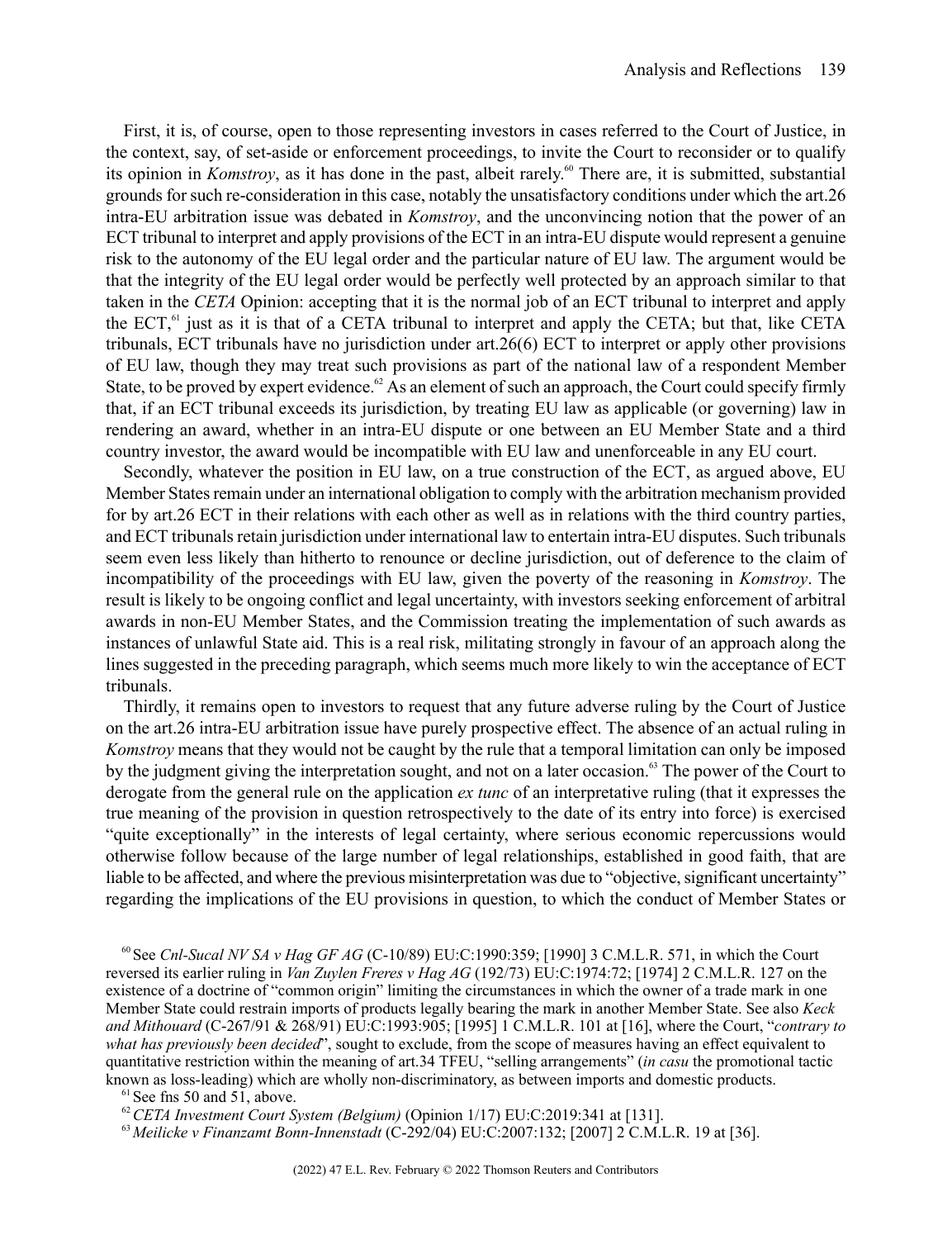First, it is, of course, open to those representing investors in cases referred to the Court of Justice, in the context, say, of set-aside or enforcement proceedings, to invite the Court to reconsider or to qualify its opinion in *Komstroy*, as it has done in the past, albeit rarely.[60] There are, it is submitted, substantial grounds for such re-consideration in this case, notably the unsatisfactory conditions under which the art.26 intra-EU arbitration issue was debated in *Komstroy*, and the unconvincing notion that the power of an ECT tribunal to interpret and apply provisions of the ECT in an intra-EU dispute would represent a genuine risk to the autonomy of the EU legal order and the particular nature of EU law. The argument would be that the integrity of the EU legal order would be perfectly well protected by an approach similar to that taken in the *CETA* Opinion: accepting that it is the normal job of an ECT tribunal to interpret and apply the ECT,[61] just as it is that of a CETA tribunal to interpret and apply the CETA; but that, like CETA tribunals, ECT tribunals have no jurisdiction under art.26(6) ECT to interpret or apply other provisions of EU law, though they may treat such provisions as part of the national law of a respondent Member State, to be proved by expert evidence.[62] As an element of such an approach, the Court could specify firmly that, if an ECT tribunal exceeds its jurisdiction, by treating EU law as applicable (or governing) law in rendering an award, whether in an intra-EU dispute or one between an EU Member State and a third country investor, the award would be incompatible with EU law and unenforceable in any EU court.

Secondly, whatever the position in EU law, on a true construction of the ECT, as argued above, EU Member States remain under an international obligation to comply with the arbitration mechanism provided for by art.26 ECT in their relations with each other as well as in relations with the third country parties, and ECT tribunals retain jurisdiction under international law to entertain intra-EU disputes. Such tribunals seem even less likely than hitherto to renounce or decline jurisdiction, out of deference to the claim of incompatibility of the proceedings with EU law, given the poverty of the reasoning in *Komstroy*. The result is likely to be ongoing conflict and legal uncertainty, with investors seeking enforcement of arbitral awards in non-EU Member States, and the Commission treating the implementation of such awards as instances of unlawful State aid. This is a real risk, militating strongly in favour of an approach along the lines suggested in the preceding paragraph, which seems much more likely to win the acceptance of ECT tribunals.

Thirdly, it remains open to investors to request that any future adverse ruling by the Court of Justice on the art.26 intra-EU arbitration issue have purely prospective effect. The absence of an actual ruling in *Komstroy* means that they would not be caught by the rule that a temporal limitation can only be imposed by the judgment giving the interpretation sought, and not on a later occasion.[63] The power of the Court to derogate from the general rule on the application *ex tunc* of an interpretative ruling (that it expresses the true meaning of the provision in question retrospectively to the date of its entry into force) is exercised "quite exceptionally" in the interests of legal certainty, where serious economic repercussions would otherwise follow because of the large number of legal relationships, established in good faith, that are liable to be affected, and where the previous misinterpretation was due to "objective, significant uncertainty" regarding the implications of the EU provisions in question, to which the conduct of Member States or

---

[60] See *Cnl-Sucal NV SA v Hag GF AG* (C-10/89) EU:C:1990:359; [1990] 3 C.M.L.R. 571, in which the Court reversed its earlier ruling in *Van Zuylen Freres v Hag AG* (192/73) EU:C:1974:72; [1974] 2 C.M.L.R. 127 on the existence of a doctrine of "common origin" limiting the circumstances in which the owner of a trade mark in one Member State could restrain imports of products legally bearing the mark in another Member State. See also *Keck and Mithouard* (C-267/91 & 268/91) EU:C:1993:905; [1995] 1 C.M.L.R. 101 at [16], where the Court, "*contrary to what has previously been decided*", sought to exclude, from the scope of measures having an effect equivalent to quantitative restriction within the meaning of art.34 TFEU, "selling arrangements" (*in casu* the promotional tactic known as loss-leading) which are wholly non-discriminatory, as between imports and domestic products.

[61] See fns 50 and 51, above.

[62] *CETA Investment Court System (Belgium)* (Opinion 1/17) EU:C:2019:341 at [131].

[63] *Meilicke v Finanzamt Bonn-Innenstadt* (C-292/04) EU:C:2007:132; [2007] 2 C.M.L.R. 19 at [36].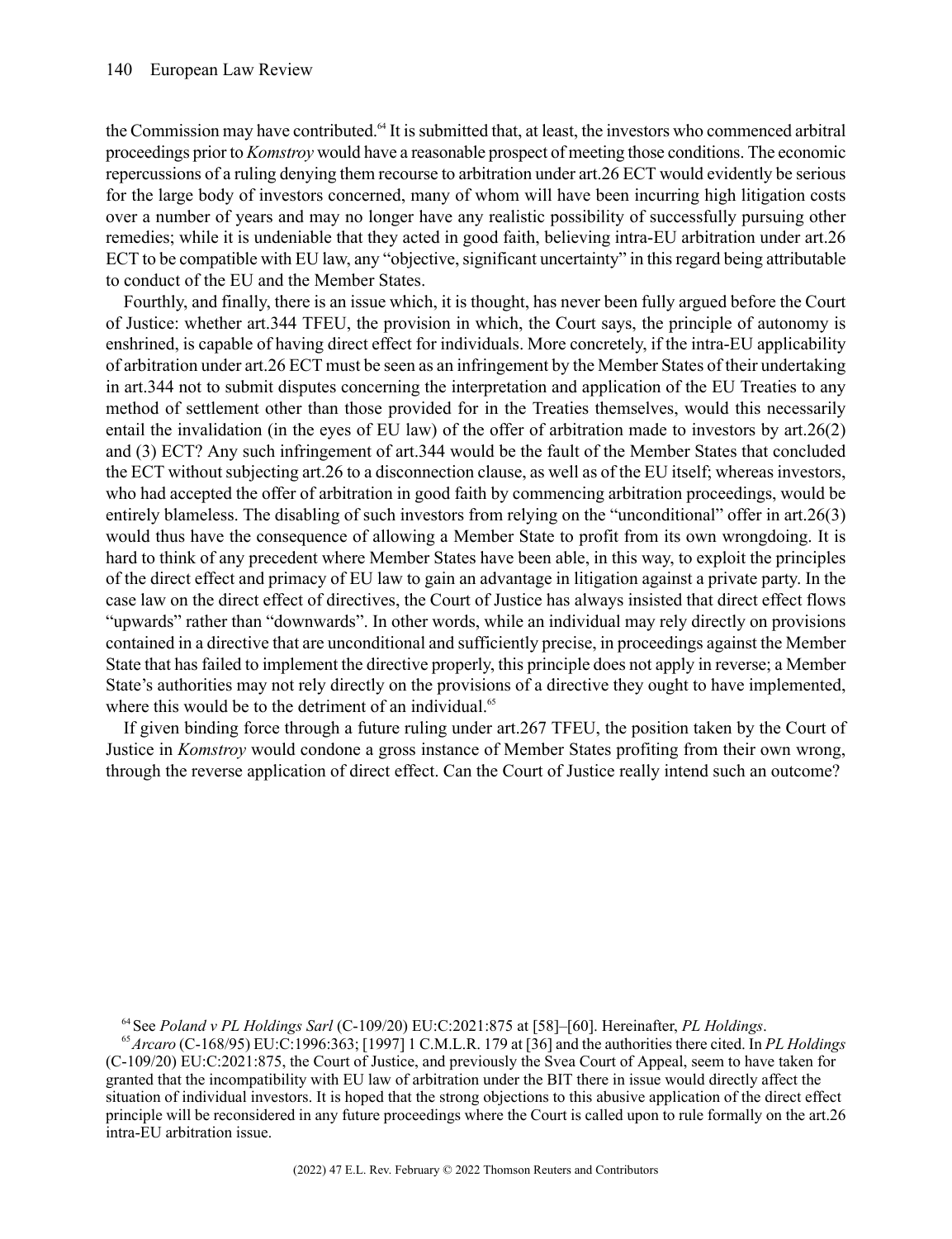the Commission may have contributed.[64] It is submitted that, at least, the investors who commenced arbitral proceedings prior to *Komstroy* would have a reasonable prospect of meeting those conditions. The economic repercussions of a ruling denying them recourse to arbitration under art.26 ECT would evidently be serious for the large body of investors concerned, many of whom will have been incurring high litigation costs over a number of years and may no longer have any realistic possibility of successfully pursuing other remedies; while it is undeniable that they acted in good faith, believing intra-EU arbitration under art.26 ECT to be compatible with EU law, any "objective, significant uncertainty" in this regard being attributable to conduct of the EU and the Member States.

Fourthly, and finally, there is an issue which, it is thought, has never been fully argued before the Court of Justice: whether art.344 TFEU, the provision in which, the Court says, the principle of autonomy is enshrined, is capable of having direct effect for individuals. More concretely, if the intra-EU applicability of arbitration under art.26 ECT must be seen as an infringement by the Member States of their undertaking in art.344 not to submit disputes concerning the interpretation and application of the EU Treaties to any method of settlement other than those provided for in the Treaties themselves, would this necessarily entail the invalidation (in the eyes of EU law) of the offer of arbitration made to investors by art.26(2) and (3) ECT? Any such infringement of art.344 would be the fault of the Member States that concluded the ECT without subjecting art.26 to a disconnection clause, as well as of the EU itself; whereas investors, who had accepted the offer of arbitration in good faith by commencing arbitration proceedings, would be entirely blameless. The disabling of such investors from relying on the "unconditional" offer in art.26(3) would thus have the consequence of allowing a Member State to profit from its own wrongdoing. It is hard to think of any precedent where Member States have been able, in this way, to exploit the principles of the direct effect and primacy of EU law to gain an advantage in litigation against a private party. In the case law on the direct effect of directives, the Court of Justice has always insisted that direct effect flows "upwards" rather than "downwards". In other words, while an individual may rely directly on provisions contained in a directive that are unconditional and sufficiently precise, in proceedings against the Member State that has failed to implement the directive properly, this principle does not apply in reverse; a Member State's authorities may not rely directly on the provisions of a directive they ought to have implemented, where this would be to the detriment of an individual.[65]

If given binding force through a future ruling under art.267 TFEU, the position taken by the Court of Justice in *Komstroy* would condone a gross instance of Member States profiting from their own wrong, through the reverse application of direct effect. Can the Court of Justice really intend such an outcome?

[64] See *Poland v PL Holdings Sarl* (C-109/20) EU:C:2021:875 at [58]–[60]. Hereinafter, *PL Holdings*.

[65] *Arcaro* (C-168/95) EU:C:1996:363; [1997] 1 C.M.L.R. 179 at [36] and the authorities there cited. In *PL Holdings* (C-109/20) EU:C:2021:875, the Court of Justice, and previously the Svea Court of Appeal, seem to have taken for granted that the incompatibility with EU law of arbitration under the BIT there in issue would directly affect the situation of individual investors. It is hoped that the strong objections to this abusive application of the direct effect principle will be reconsidered in any future proceedings where the Court is called upon to rule formally on the art.26 intra-EU arbitration issue.